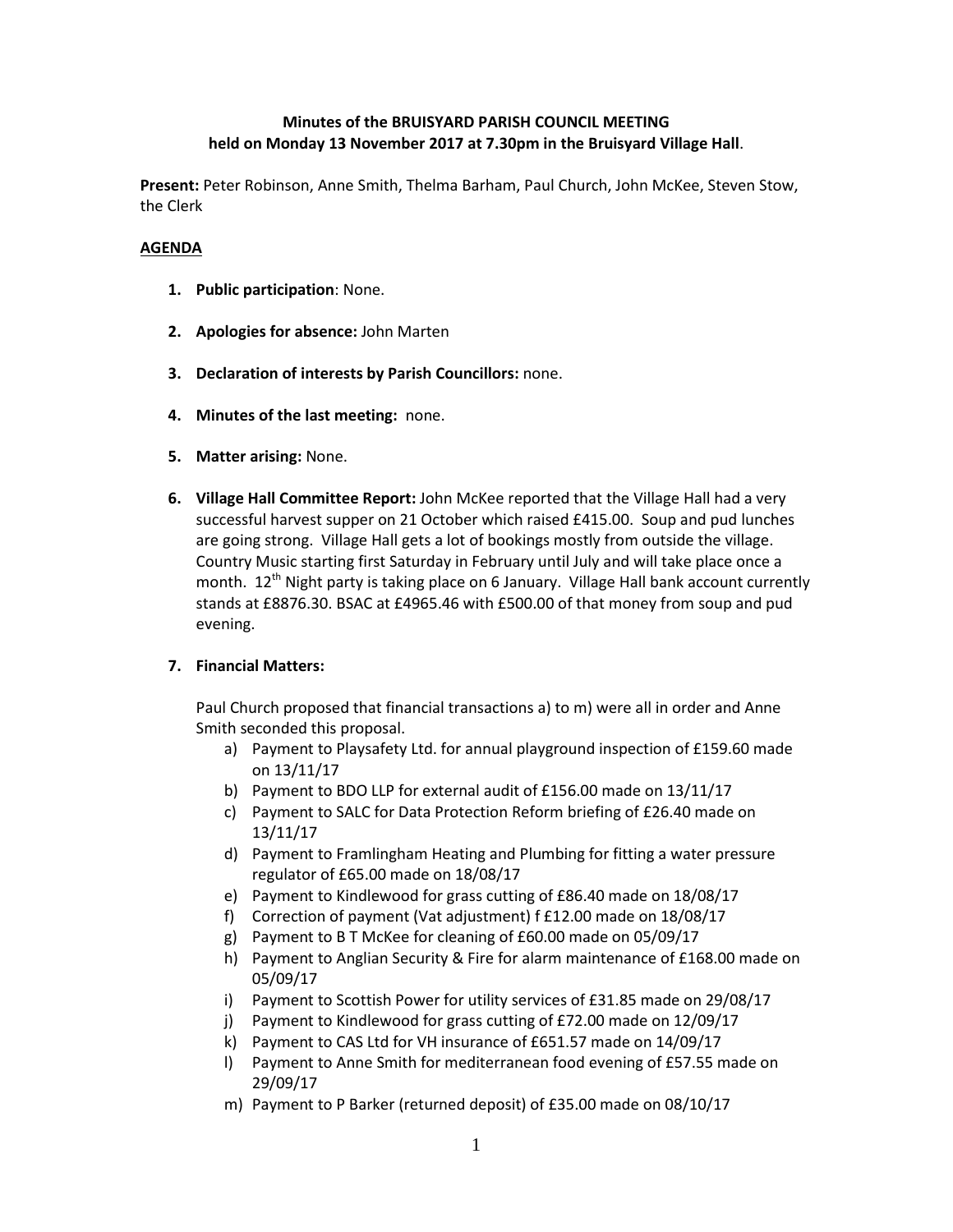**Minutes of the BRUISYARD PARISH COUNCIL MEETING held on Monday 13 November 2017 at 7.30pm in the Bruisyard Village Hall**.

**Present:** Peter Robinson, Anne Smith, Thelma Barham, Paul Church, John McKee, Steven Stow, the Clerk

**AGENDA**

1. **Public participation**: None.

2. **Apologies for absence:** John Marten

3. **Declaration of interests by Parish Councillors:** none.

4. **Minutes of the last meeting:** none.

5. **Matter arising:** None.

6. **Village Hall Committee Report:** John McKee reported that the Village Hall had a very successful harvest supper on 21 October which raised £415.00. Soup and pud lunches are going strong. Village Hall gets a lot of bookings mostly from outside the village. Country Music starting first Saturday in February until July and will take place once a month. 12th Night party is taking place on 6 January. Village Hall bank account currently stands at £8876.30. BSAC at £4965.46 with £500.00 of that money from soup and pud evening.

7. **Financial Matters:**

   Paul Church proposed that financial transactions a) to m) were all in order and Anne Smith seconded this proposal.

   a) Payment to Playsafety Ltd. for annual playground inspection of £159.60 made on 13/11/17
   b) Payment to BDO LLP for external audit of £156.00 made on 13/11/17
   c) Payment to SALC for Data Protection Reform briefing of £26.40 made on 13/11/17
   d) Payment to Framlingham Heating and Plumbing for fitting a water pressure regulator of £65.00 made on 18/08/17
   e) Payment to Kindlewood for grass cutting of £86.40 made on 18/08/17
   f) Correction of payment (Vat adjustment) f £12.00 made on 18/08/17
   g) Payment to B T McKee for cleaning of £60.00 made on 05/09/17
   h) Payment to Anglian Security & Fire for alarm maintenance of £168.00 made on 05/09/17
   i) Payment to Scottish Power for utility services of £31.85 made on 29/08/17
   j) Payment to Kindlewood for grass cutting of £72.00 made on 12/09/17
   k) Payment to CAS Ltd for VH insurance of £651.57 made on 14/09/17
   l) Payment to Anne Smith for mediterranean food evening of £57.55 made on 29/09/17
   m) Payment to P Barker (returned deposit) of £35.00 made on 08/10/17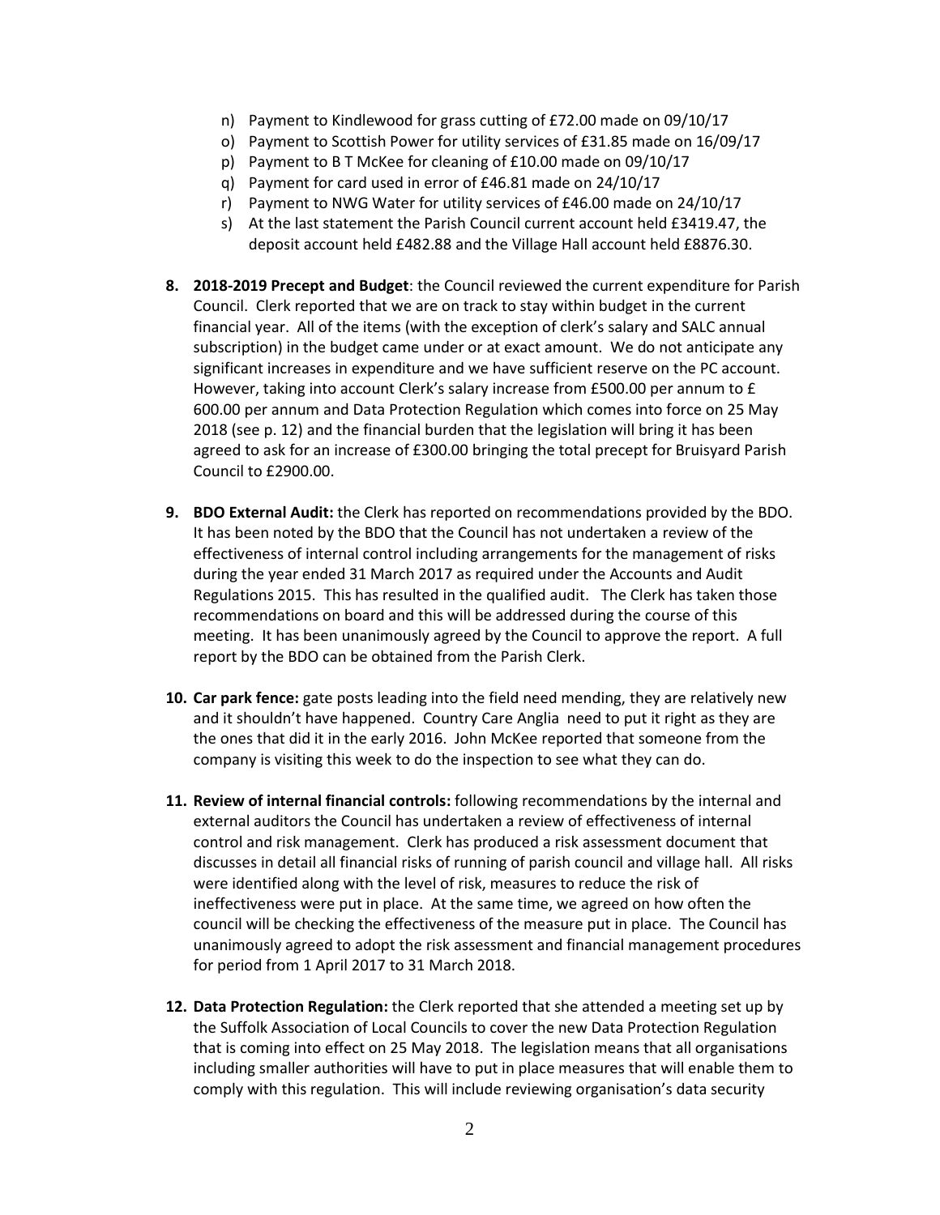n) Payment to Kindlewood for grass cutting of £72.00 made on 09/10/17
o) Payment to Scottish Power for utility services of £31.85 made on 16/09/17
p) Payment to B T McKee for cleaning of £10.00 made on 09/10/17
q) Payment for card used in error of £46.81 made on 24/10/17
r) Payment to NWG Water for utility services of £46.00 made on 24/10/17
s) At the last statement the Parish Council current account held £3419.47, the deposit account held £482.88 and the Village Hall account held £8876.30.

8. **2018-2019 Precept and Budget**: the Council reviewed the current expenditure for Parish Council. Clerk reported that we are on track to stay within budget in the current financial year. All of the items (with the exception of clerk's salary and SALC annual subscription) in the budget came under or at exact amount. We do not anticipate any significant increases in expenditure and we have sufficient reserve on the PC account. However, taking into account Clerk's salary increase from £500.00 per annum to £ 600.00 per annum and Data Protection Regulation which comes into force on 25 May 2018 (see p. 12) and the financial burden that the legislation will bring it has been agreed to ask for an increase of £300.00 bringing the total precept for Bruisyard Parish Council to £2900.00.

9. **BDO External Audit:** the Clerk has reported on recommendations provided by the BDO. It has been noted by the BDO that the Council has not undertaken a review of the effectiveness of internal control including arrangements for the management of risks during the year ended 31 March 2017 as required under the Accounts and Audit Regulations 2015. This has resulted in the qualified audit. The Clerk has taken those recommendations on board and this will be addressed during the course of this meeting. It has been unanimously agreed by the Council to approve the report. A full report by the BDO can be obtained from the Parish Clerk.

10. **Car park fence:** gate posts leading into the field need mending, they are relatively new and it shouldn't have happened. Country Care Anglia need to put it right as they are the ones that did it in the early 2016. John McKee reported that someone from the company is visiting this week to do the inspection to see what they can do.

11. **Review of internal financial controls:** following recommendations by the internal and external auditors the Council has undertaken a review of effectiveness of internal control and risk management. Clerk has produced a risk assessment document that discusses in detail all financial risks of running of parish council and village hall. All risks were identified along with the level of risk, measures to reduce the risk of ineffectiveness were put in place. At the same time, we agreed on how often the council will be checking the effectiveness of the measure put in place. The Council has unanimously agreed to adopt the risk assessment and financial management procedures for period from 1 April 2017 to 31 March 2018.

12. **Data Protection Regulation:** the Clerk reported that she attended a meeting set up by the Suffolk Association of Local Councils to cover the new Data Protection Regulation that is coming into effect on 25 May 2018. The legislation means that all organisations including smaller authorities will have to put in place measures that will enable them to comply with this regulation. This will include reviewing organisation's data security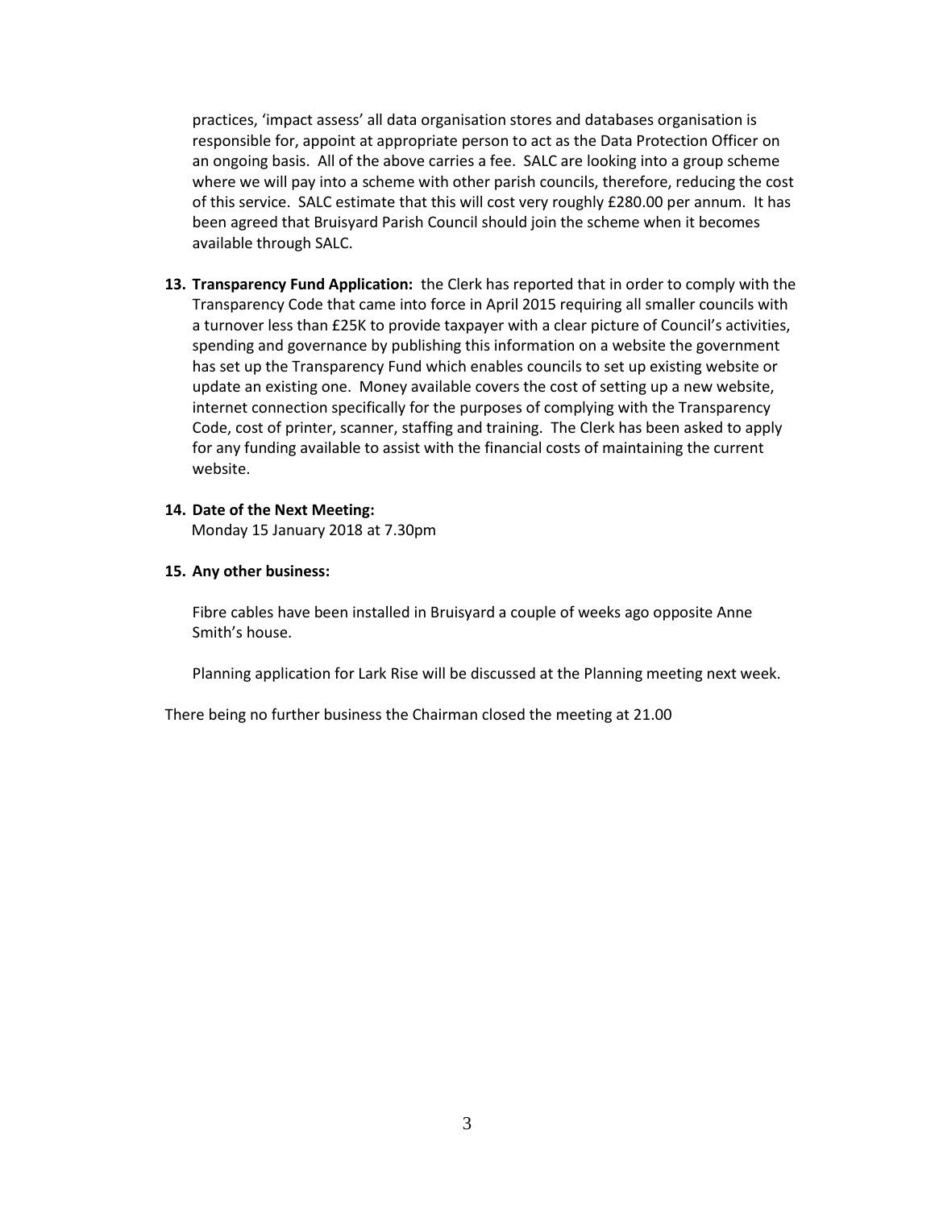practices, 'impact assess' all data organisation stores and databases organisation is responsible for, appoint at appropriate person to act as the Data Protection Officer on an ongoing basis. All of the above carries a fee. SALC are looking into a group scheme where we will pay into a scheme with other parish councils, therefore, reducing the cost of this service. SALC estimate that this will cost very roughly £280.00 per annum. It has been agreed that Bruisyard Parish Council should join the scheme when it becomes available through SALC.

13. **Transparency Fund Application:** the Clerk has reported that in order to comply with the Transparency Code that came into force in April 2015 requiring all smaller councils with a turnover less than £25K to provide taxpayer with a clear picture of Council's activities, spending and governance by publishing this information on a website the government has set up the Transparency Fund which enables councils to set up existing website or update an existing one. Money available covers the cost of setting up a new website, internet connection specifically for the purposes of complying with the Transparency Code, cost of printer, scanner, staffing and training. The Clerk has been asked to apply for any funding available to assist with the financial costs of maintaining the current website.

14. **Date of the Next Meeting:**
    Monday 15 January 2018 at 7.30pm

15. **Any other business:**

    Fibre cables have been installed in Bruisyard a couple of weeks ago opposite Anne Smith's house.

    Planning application for Lark Rise will be discussed at the Planning meeting next week.

There being no further business the Chairman closed the meeting at 21.00